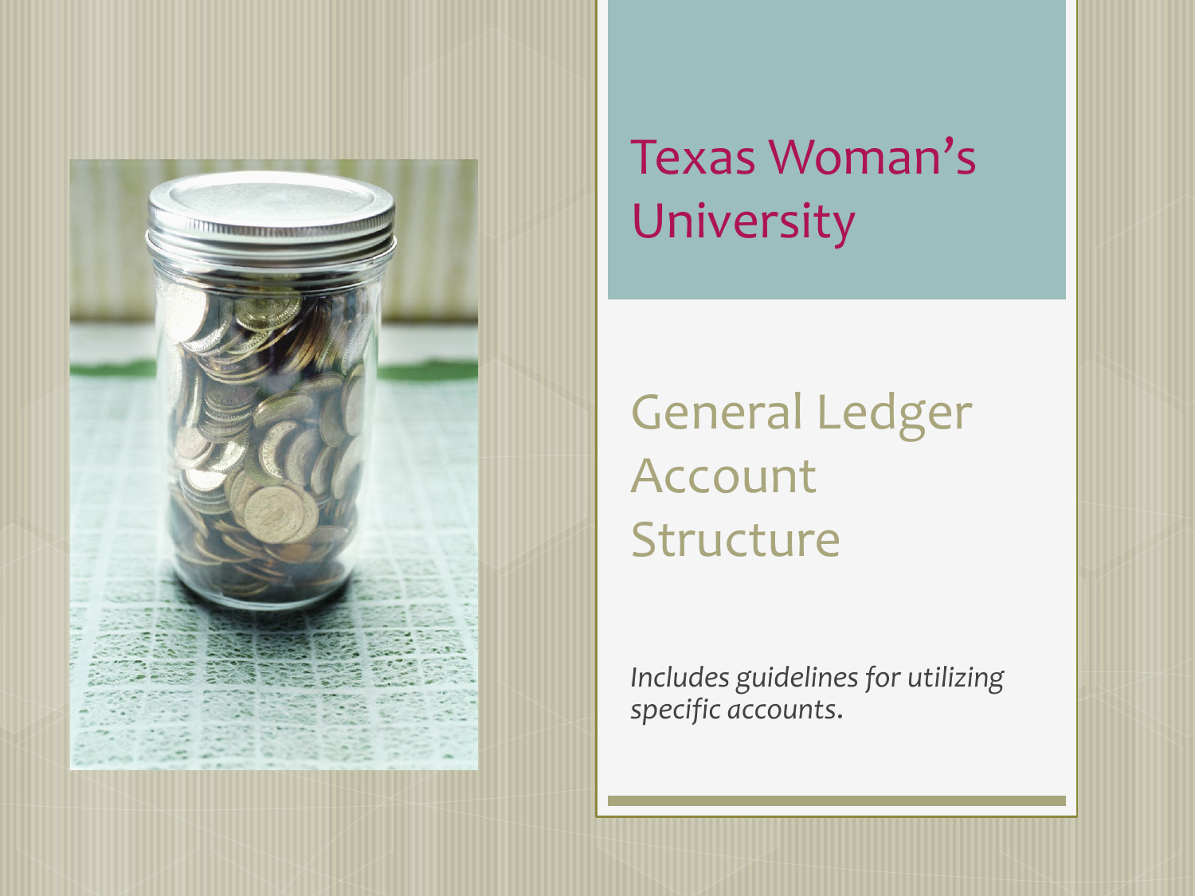# Texas Woman's University

## General Ledger Account Structure

*Includes guidelines for utilizing specific accounts.*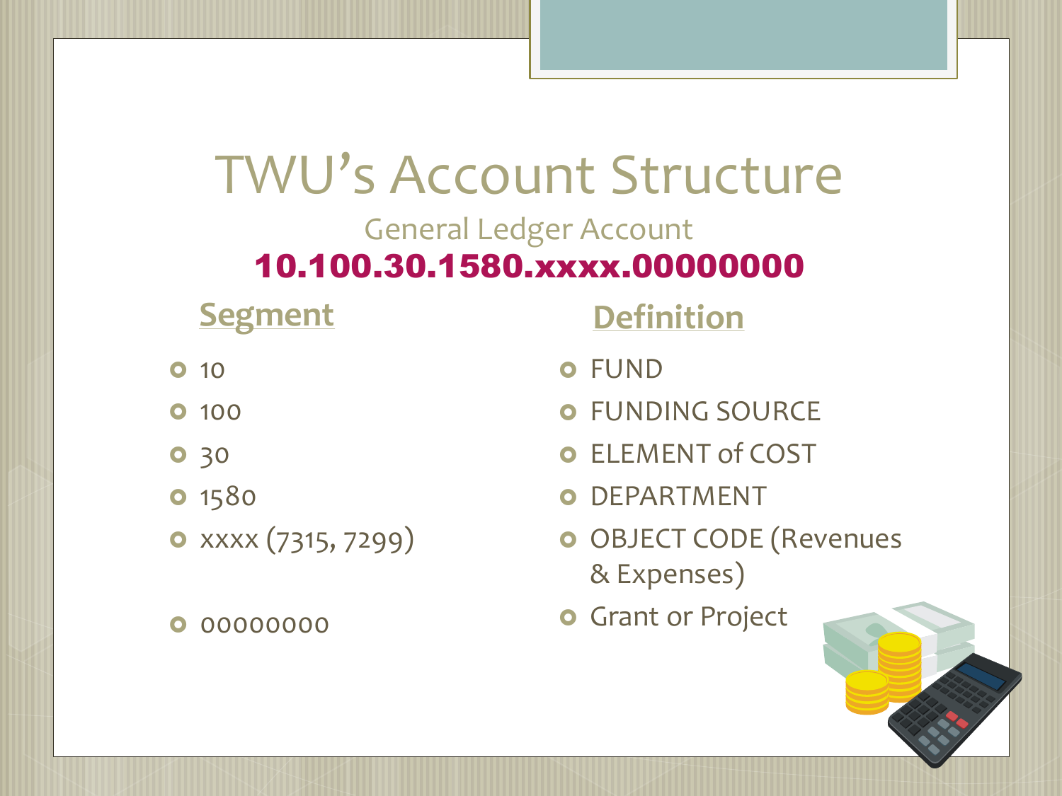# TWU's Account Structure

## General Ledger Account

**10.100.30.1580.xxxx.00000000**

| Segment | Definition |
| --- | --- |
| 10 | FUND |
| 100 | FUNDING SOURCE |
| 30 | ELEMENT of COST |
| 1580 | DEPARTMENT |
| xxxx (7315, 7299) | OBJECT CODE (Revenues & Expenses) |
| 00000000 | Grant or Project |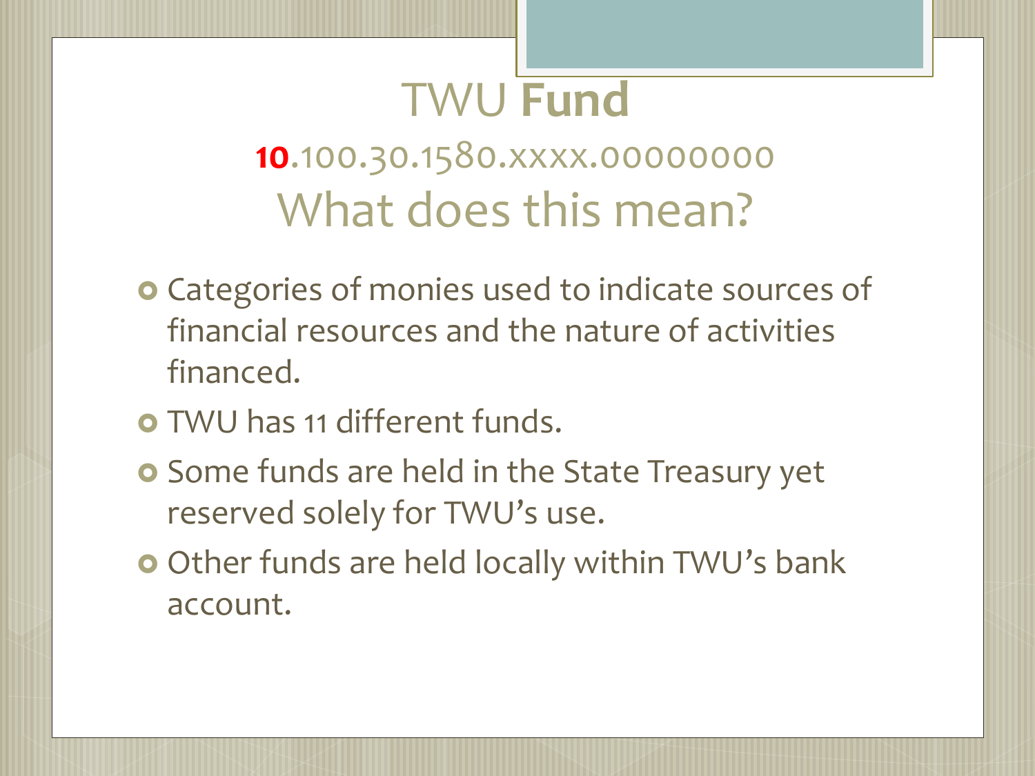# TWU **Fund**

## **10**.100.30.1580.xxxx.00000000

## What does this mean?

- Categories of monies used to indicate sources of financial resources and the nature of activities financed.
- TWU has 11 different funds.
- Some funds are held in the State Treasury yet reserved solely for TWU's use.
- Other funds are held locally within TWU's bank account.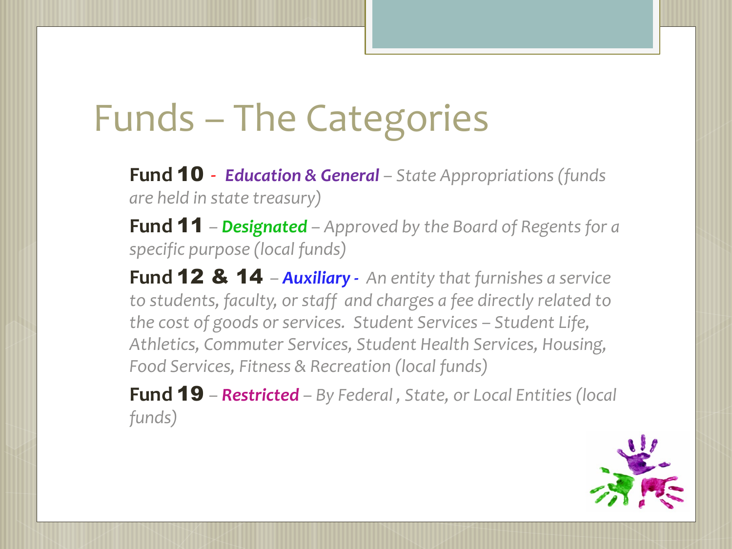# Funds – The Categories

**Fund 10** - ***Education & General*** *– State Appropriations (funds are held in state treasury)*

**Fund 11** – ***Designated*** *– Approved by the Board of Regents for a specific purpose (local funds)*

**Fund 12 & 14** – ***Auxiliary*** *- An entity that furnishes a service to students, faculty, or staff and charges a fee directly related to the cost of goods or services. Student Services – Student Life, Athletics, Commuter Services, Student Health Services, Housing, Food Services, Fitness & Recreation (local funds)*

**Fund 19** – ***Restricted*** *– By Federal , State, or Local Entities (local funds)*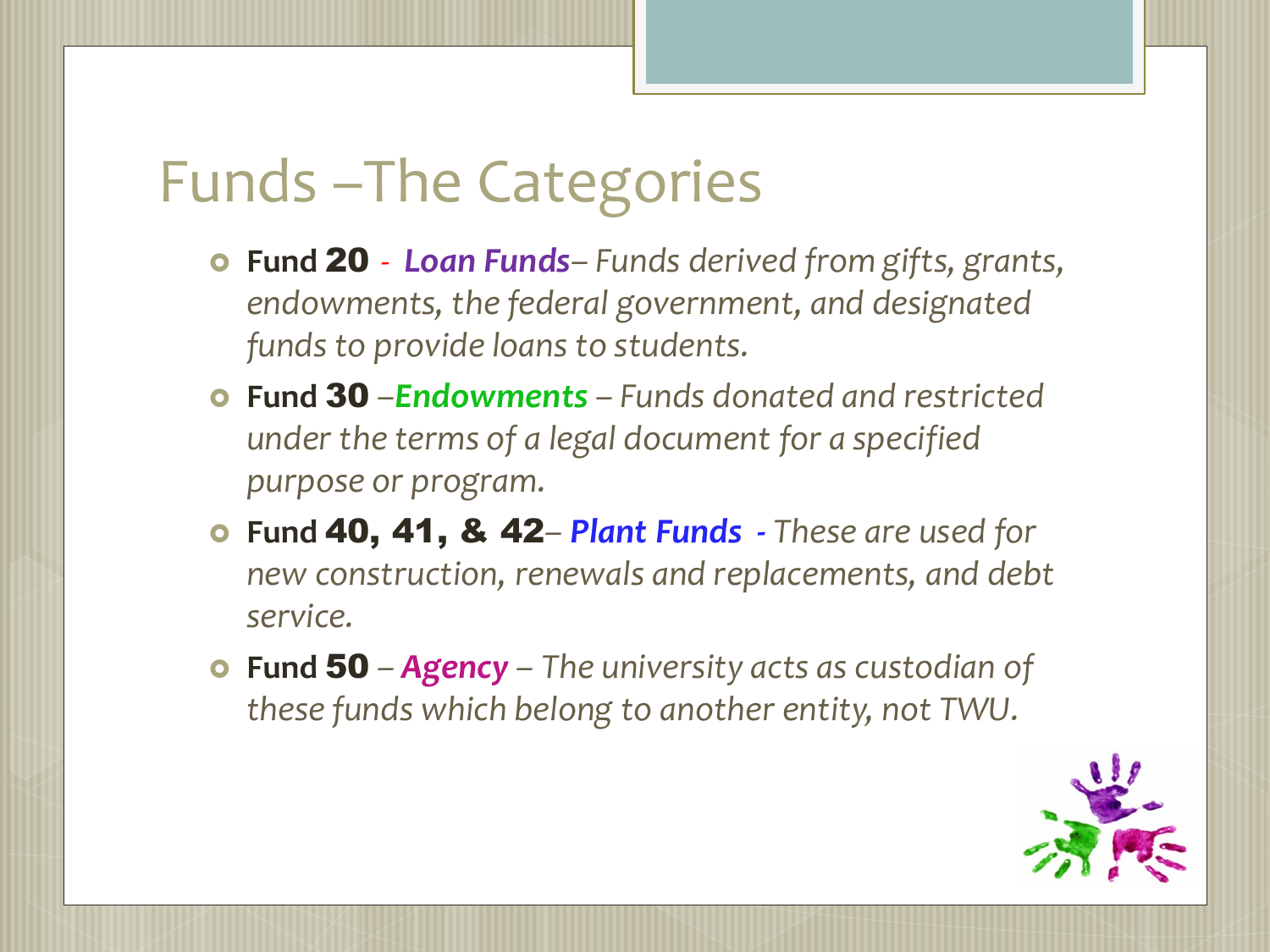# Funds –The Categories

- **Fund 20** - ***Loan Funds***– *Funds derived from gifts, grants, endowments, the federal government, and designated funds to provide loans to students.*
- **Fund 30** –***Endowments*** – *Funds donated and restricted under the terms of a legal document for a specified purpose or program.*
- **Fund 40, 41, & 42**– ***Plant Funds*** - *These are used for new construction, renewals and replacements, and debt service.*
- **Fund 50** – ***Agency*** – *The university acts as custodian of these funds which belong to another entity, not TWU.*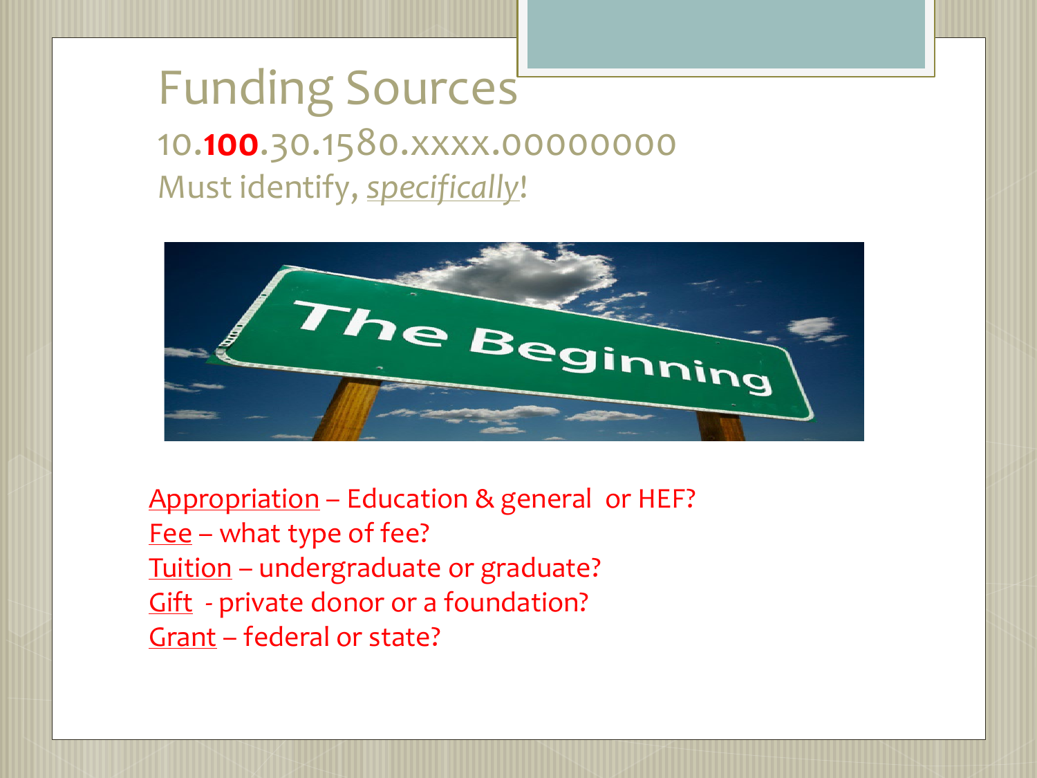# Funding Sources

10.**100**.30.1580.xxxx.00000000

Must identify, *specifically*!

Appropriation – Education & general or HEF?
Fee – what type of fee?
Tuition – undergraduate or graduate?
Gift - private donor or a foundation?
Grant – federal or state?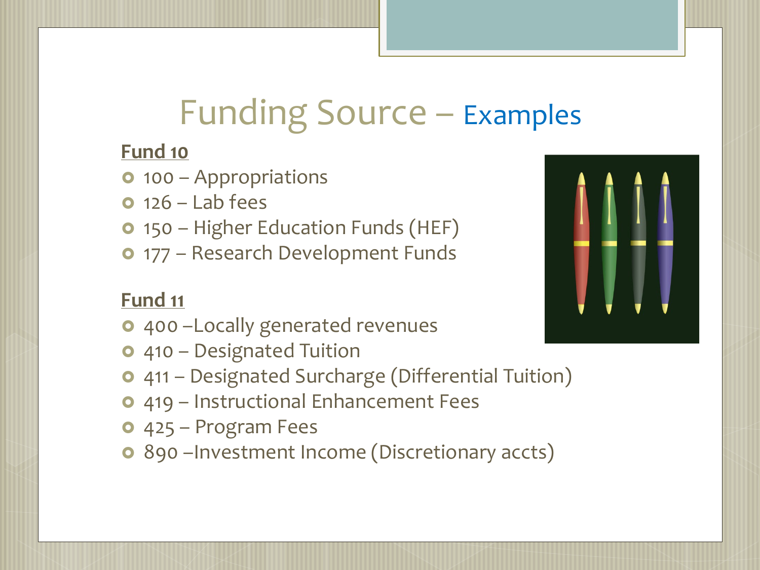# Funding Source – Examples

**Fund 10**

- 100 – Appropriations
- 126 – Lab fees
- 150 – Higher Education Funds (HEF)
- 177 – Research Development Funds

**Fund 11**

- 400 –Locally generated revenues
- 410 – Designated Tuition
- 411 – Designated Surcharge (Differential Tuition)
- 419 – Instructional Enhancement Fees
- 425 – Program Fees
- 890 –Investment Income (Discretionary accts)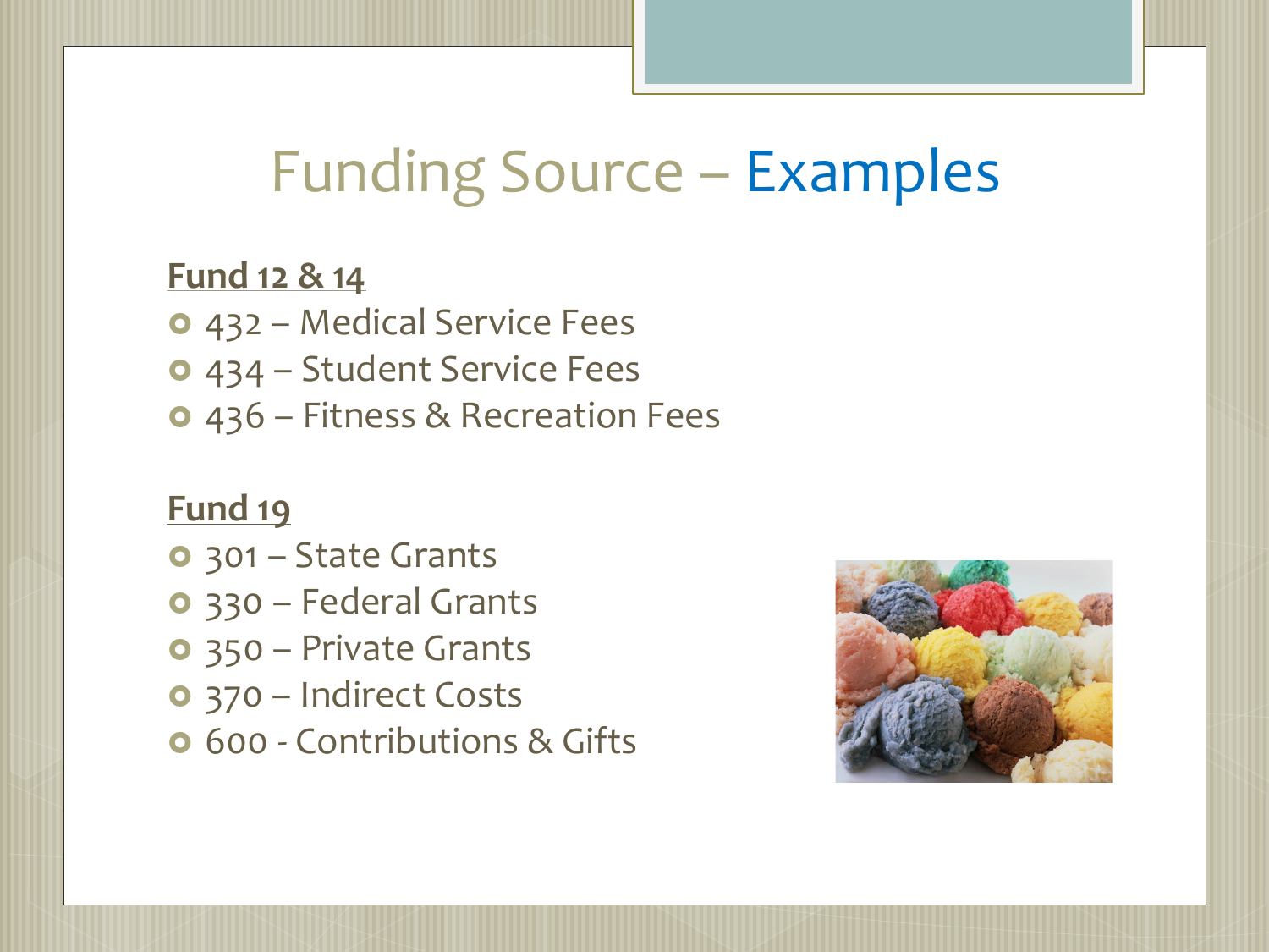# Funding Source – Examples

**Fund 12 & 14**

- 432 – Medical Service Fees
- 434 – Student Service Fees
- 436 – Fitness & Recreation Fees

**Fund 19**

- 301 – State Grants
- 330 – Federal Grants
- 350 – Private Grants
- 370 – Indirect Costs
- 600 - Contributions & Gifts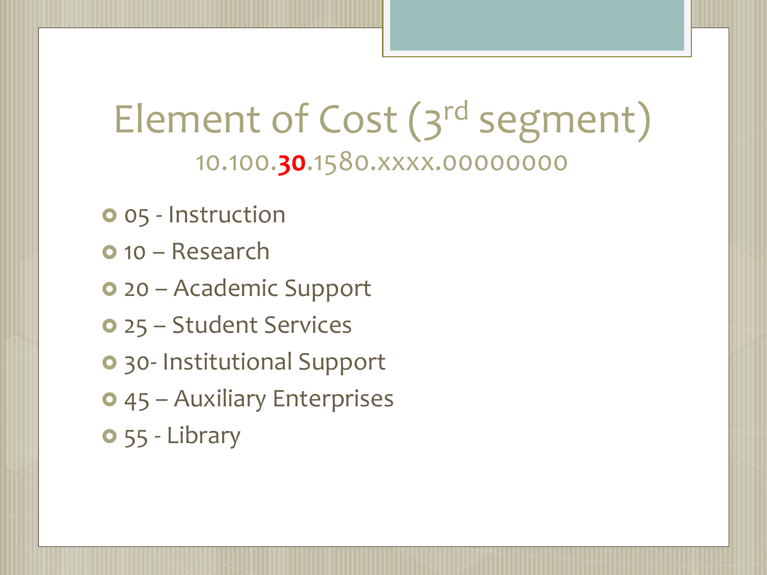# Element of Cost (3rd segment)

10.100.**30**.1580.xxxx.00000000

- 05 - Instruction
- 10 – Research
- 20 – Academic Support
- 25 – Student Services
- 30- Institutional Support
- 45 – Auxiliary Enterprises
- 55 - Library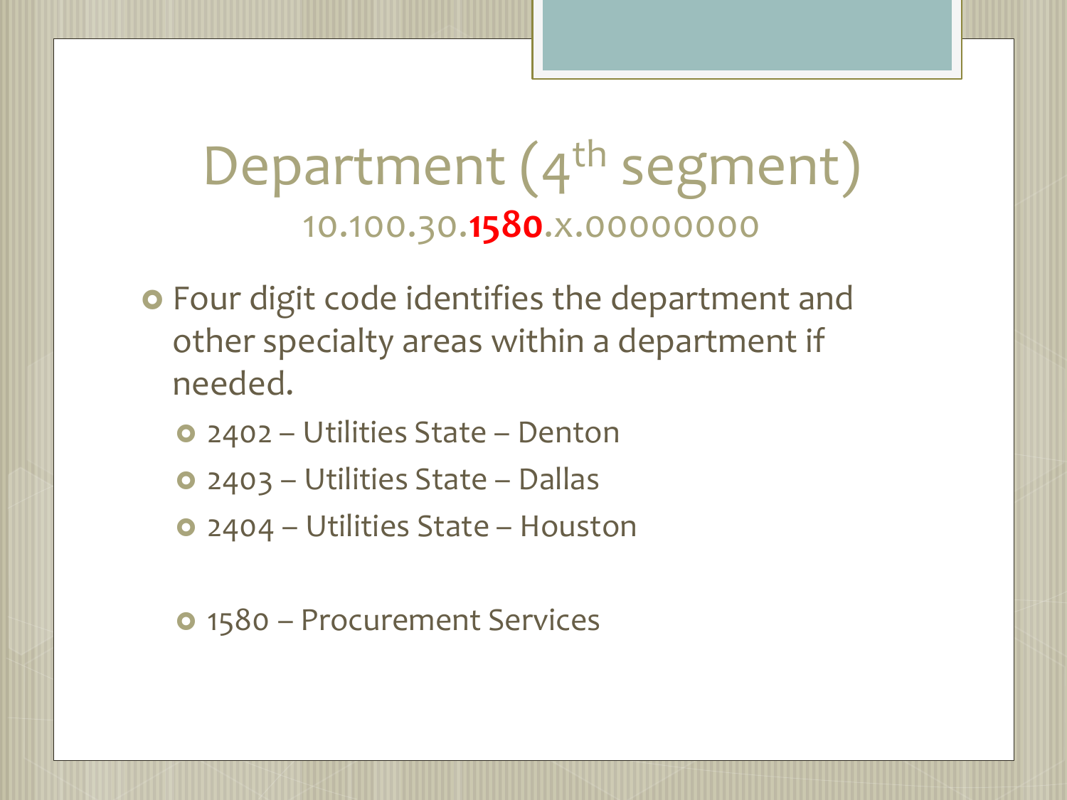# Department ($4^{th}$ segment)

10.100.30.**1580**.x.00000000

- Four digit code identifies the department and other specialty areas within a department if needed.
  - 2402 – Utilities State – Denton
  - 2403 – Utilities State – Dallas
  - 2404 – Utilities State – Houston
  - 1580 – Procurement Services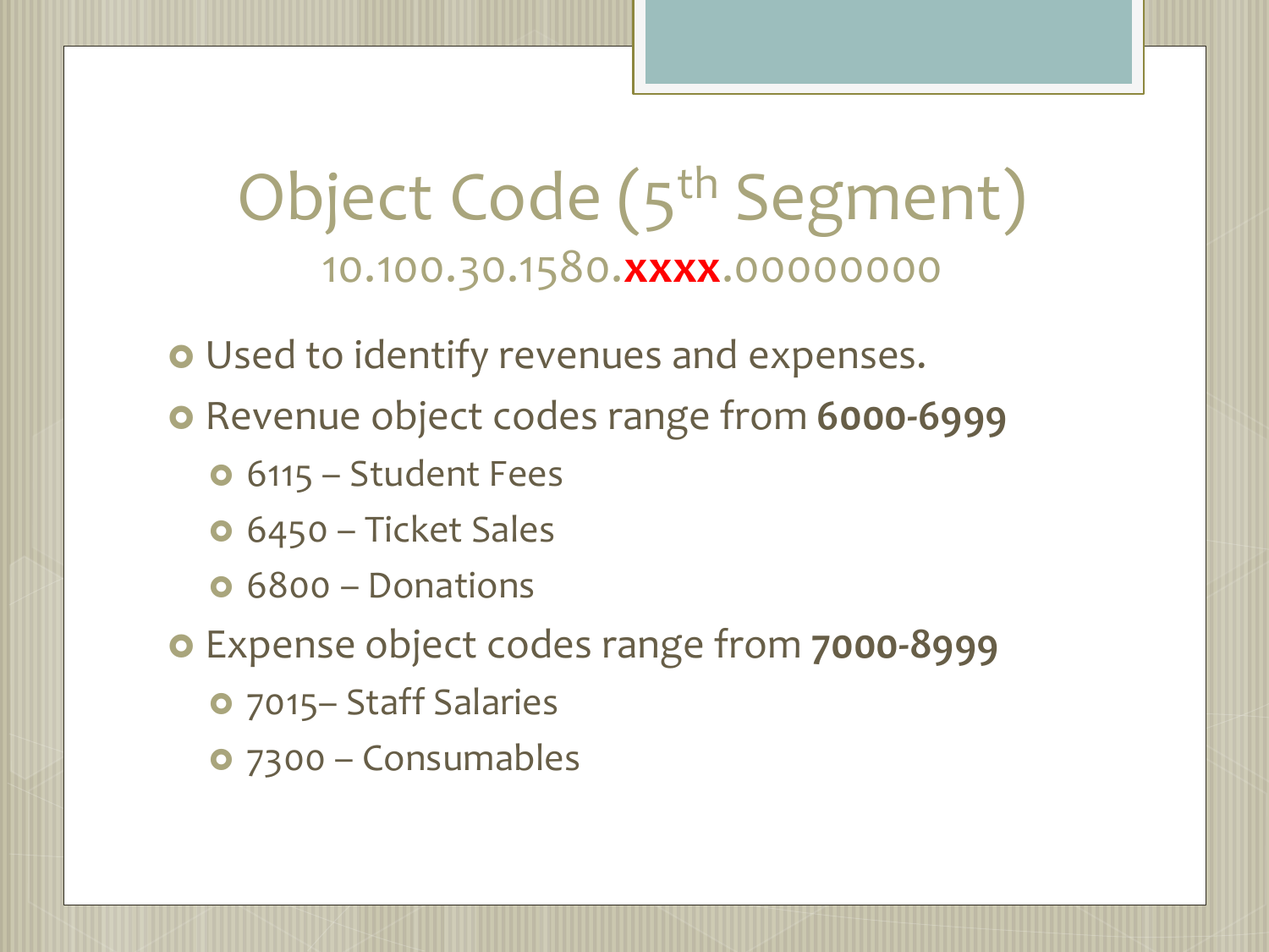# Object Code (5th Segment)

10.100.30.1580.**xxxx**.00000000

- Used to identify revenues and expenses.
- Revenue object codes range from **6000-6999**
  - 6115 – Student Fees
  - 6450 – Ticket Sales
  - 6800 – Donations
- Expense object codes range from **7000-8999**
  - 7015– Staff Salaries
  - 7300 – Consumables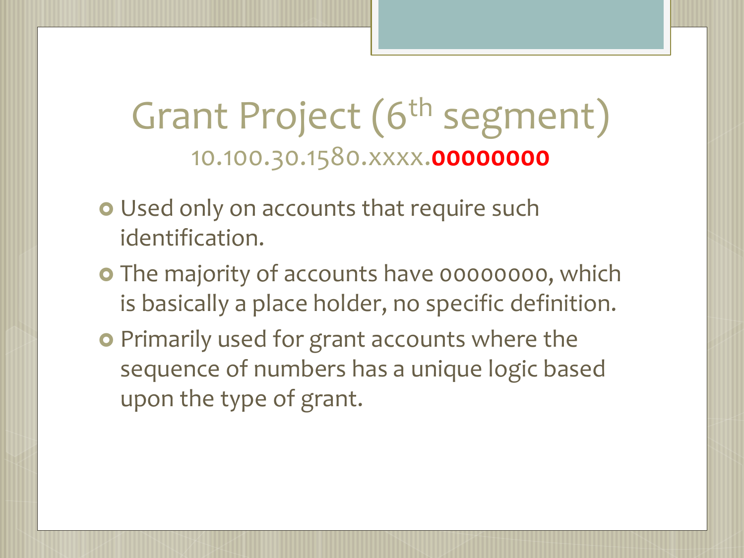# Grant Project (6th segment)

10.100.30.1580.xxxx.**00000000**

- Used only on accounts that require such identification.
- The majority of accounts have 00000000, which is basically a place holder, no specific definition.
- Primarily used for grant accounts where the sequence of numbers has a unique logic based upon the type of grant.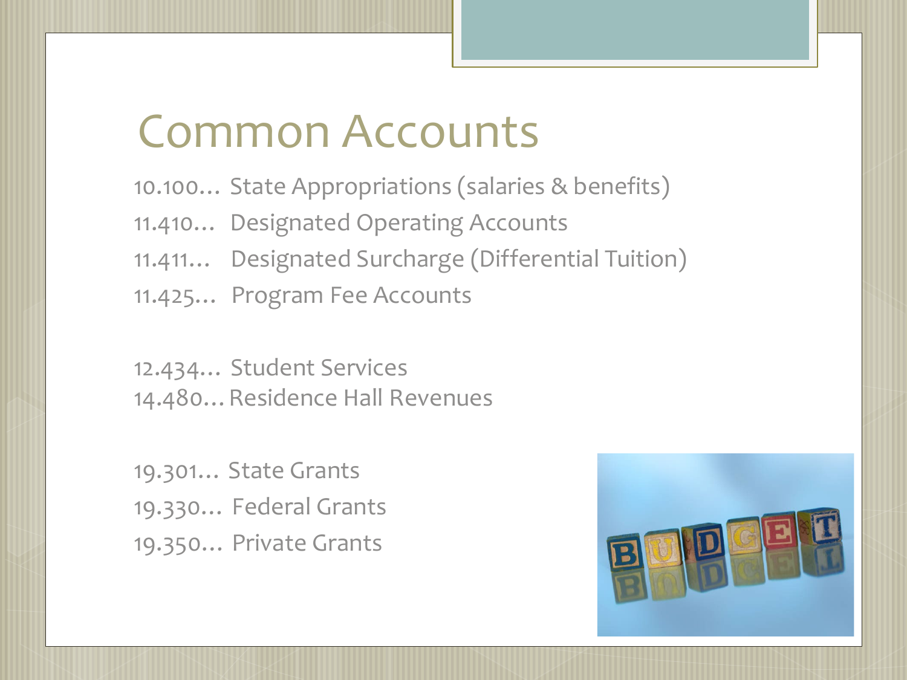# Common Accounts

10.100… State Appropriations (salaries & benefits)

11.410… Designated Operating Accounts

11.411… Designated Surcharge (Differential Tuition)

11.425… Program Fee Accounts

12.434… Student Services

14.480… Residence Hall Revenues

19.301… State Grants

19.330… Federal Grants

19.350… Private Grants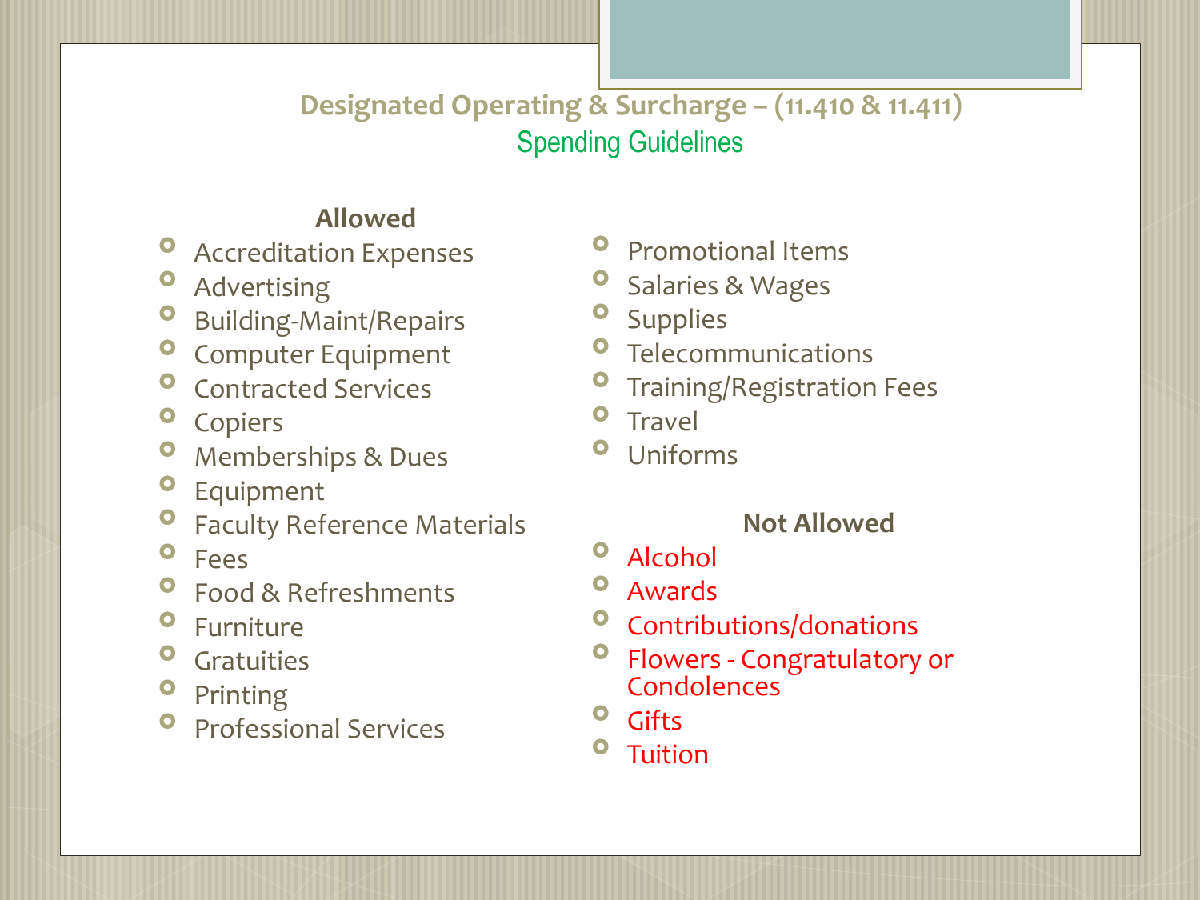## Designated Operating & Surcharge – (11.410 & 11.411)

### Spending Guidelines

**Allowed**

- Accreditation Expenses
- Advertising
- Building-Maint/Repairs
- Computer Equipment
- Contracted Services
- Copiers
- Memberships & Dues
- Equipment
- Faculty Reference Materials
- Fees
- Food & Refreshments
- Furniture
- Gratuities
- Printing
- Professional Services
- Promotional Items
- Salaries & Wages
- Supplies
- Telecommunications
- Training/Registration Fees
- Travel
- Uniforms

**Not Allowed**

- Alcohol
- Awards
- Contributions/donations
- Flowers - Congratulatory or Condolences
- Gifts
- Tuition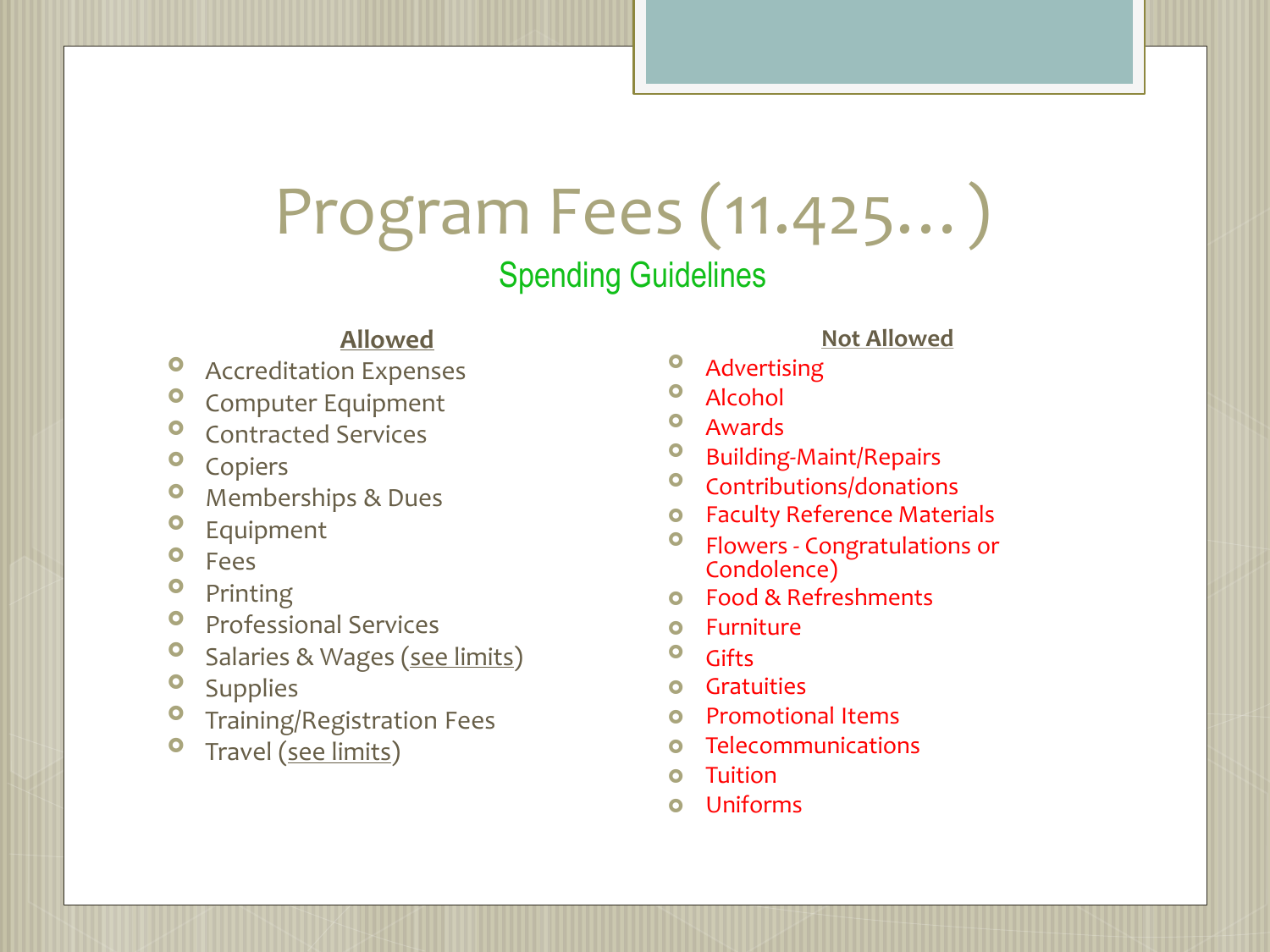# Program Fees (11.425…)

## Spending Guidelines

**Allowed**

- Accreditation Expenses
- Computer Equipment
- Contracted Services
- Copiers
- Memberships & Dues
- Equipment
- Fees
- Printing
- Professional Services
- Salaries & Wages (see limits)
- Supplies
- Training/Registration Fees
- Travel (see limits)

**Not Allowed**

- Advertising
- Alcohol
- Awards
- Building-Maint/Repairs
- Contributions/donations
- Faculty Reference Materials
- Flowers - Congratulations or Condolence)
- Food & Refreshments
- Furniture
- Gifts
- Gratuities
- Promotional Items
- Telecommunications
- Tuition
- Uniforms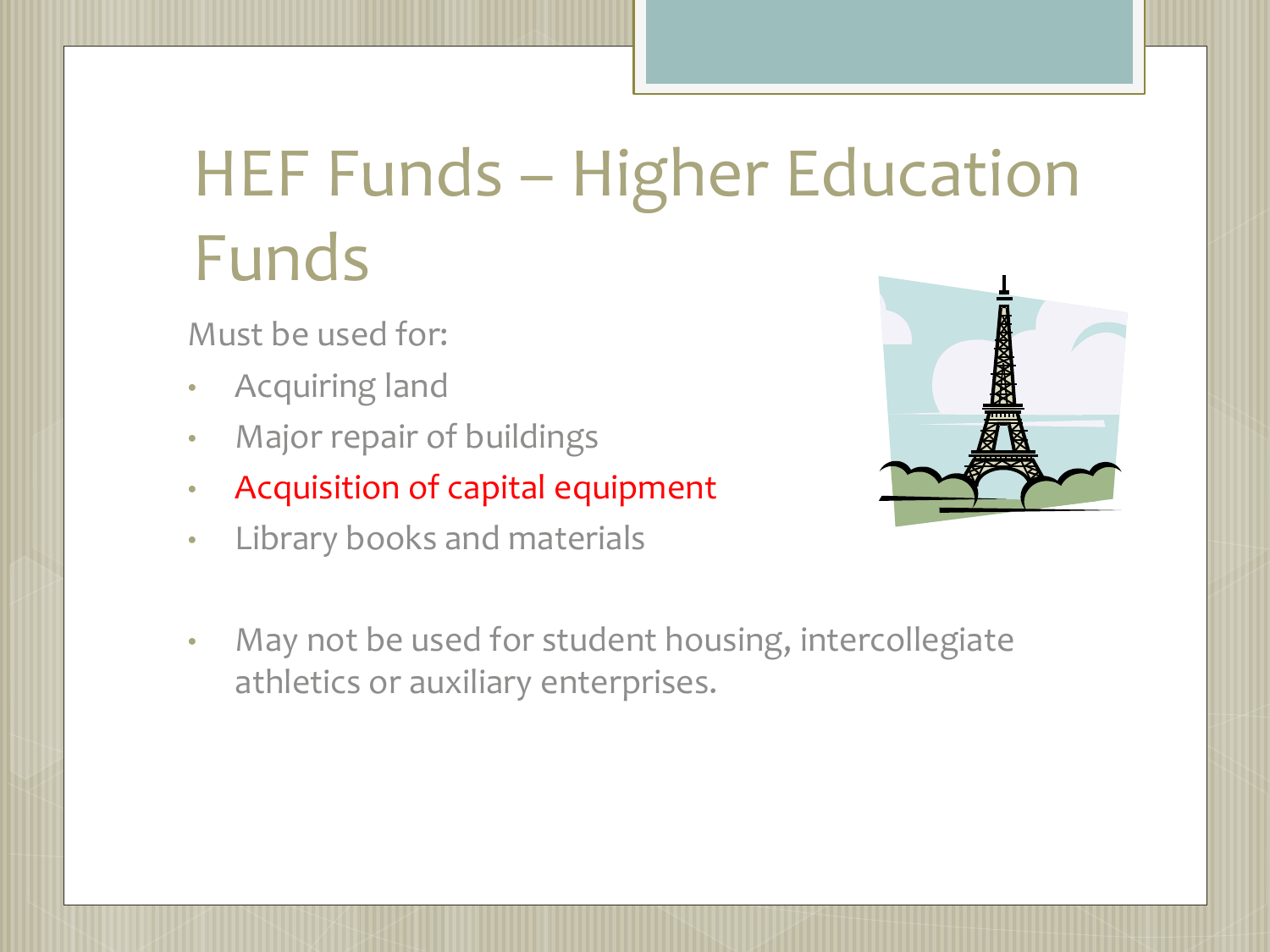# HEF Funds – Higher Education Funds

Must be used for:

- Acquiring land
- Major repair of buildings
- Acquisition of capital equipment
- Library books and materials

- May not be used for student housing, intercollegiate athletics or auxiliary enterprises.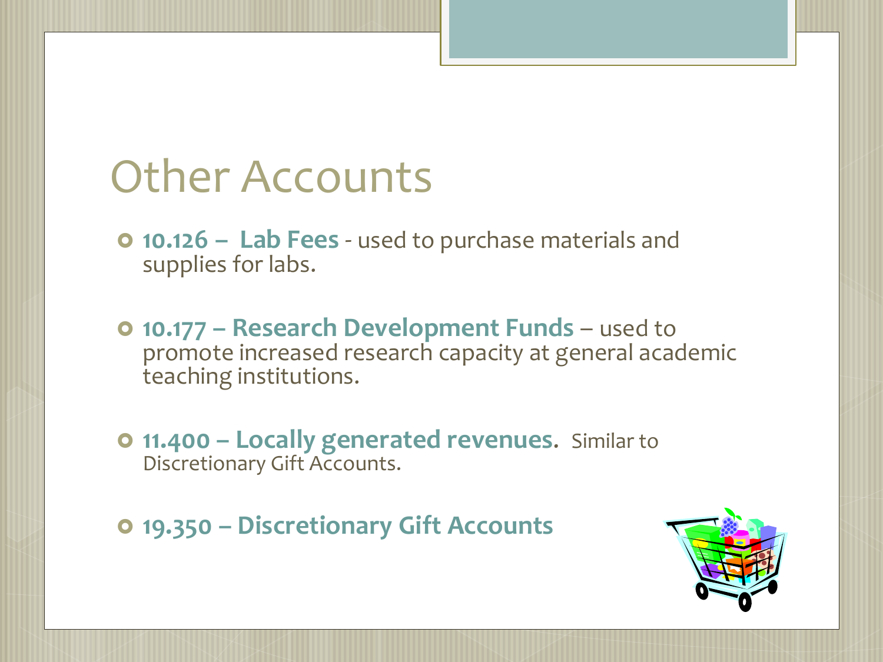# Other Accounts

- **10.126 – Lab Fees** - used to purchase materials and supplies for labs.
- **10.177 – Research Development Funds** – used to promote increased research capacity at general academic teaching institutions.
- **11.400 – Locally generated revenues.** Similar to Discretionary Gift Accounts.
- **19.350 – Discretionary Gift Accounts**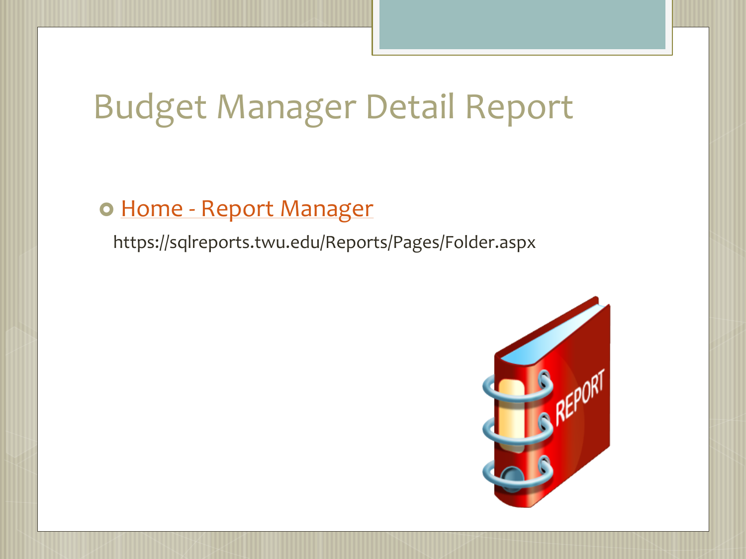# Budget Manager Detail Report

- Home - Report Manager

https://sqlreports.twu.edu/Reports/Pages/Folder.aspx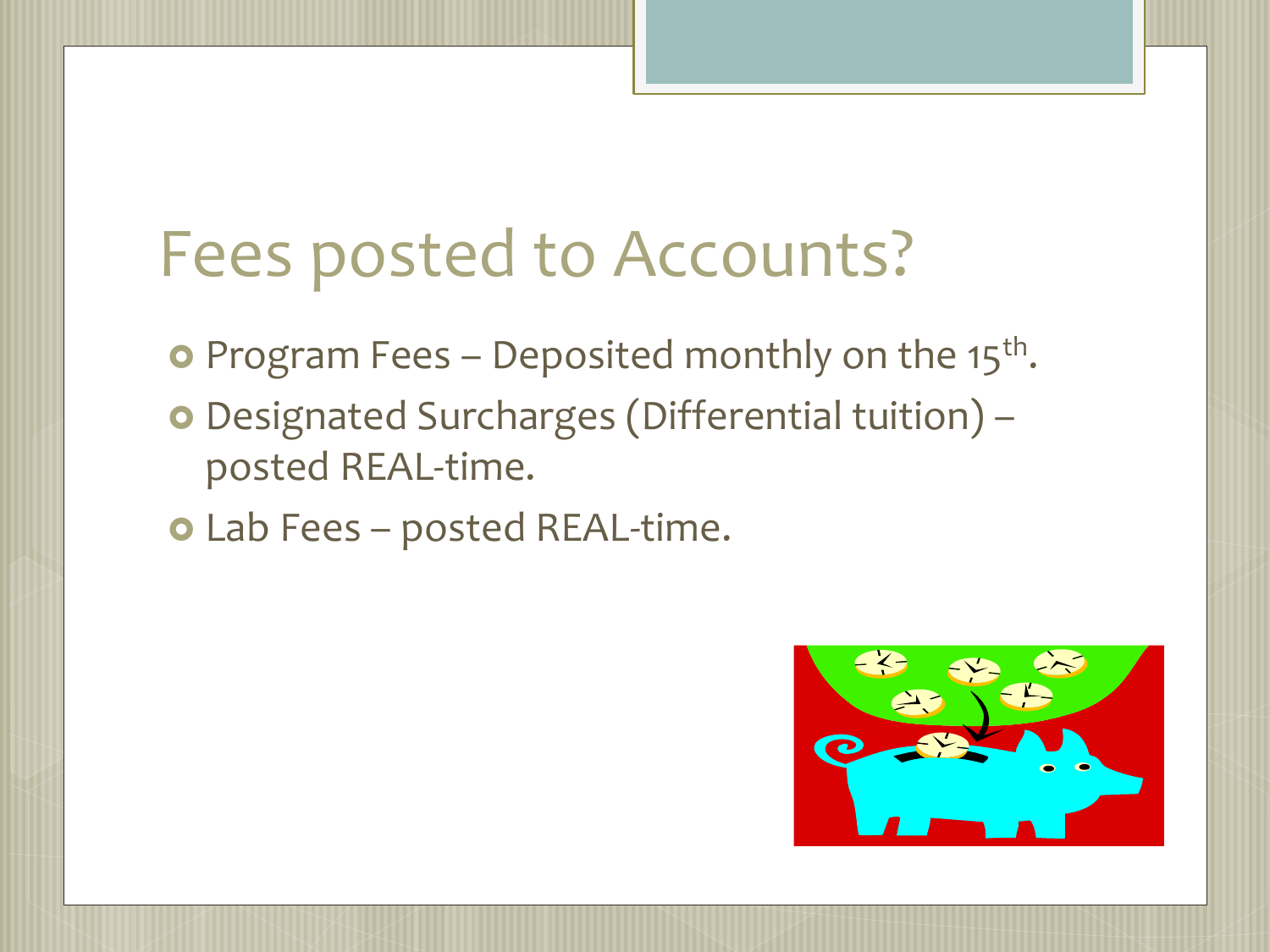# Fees posted to Accounts?

- Program Fees – Deposited monthly on the 15th.
- Designated Surcharges (Differential tuition) – posted REAL-time.
- Lab Fees – posted REAL-time.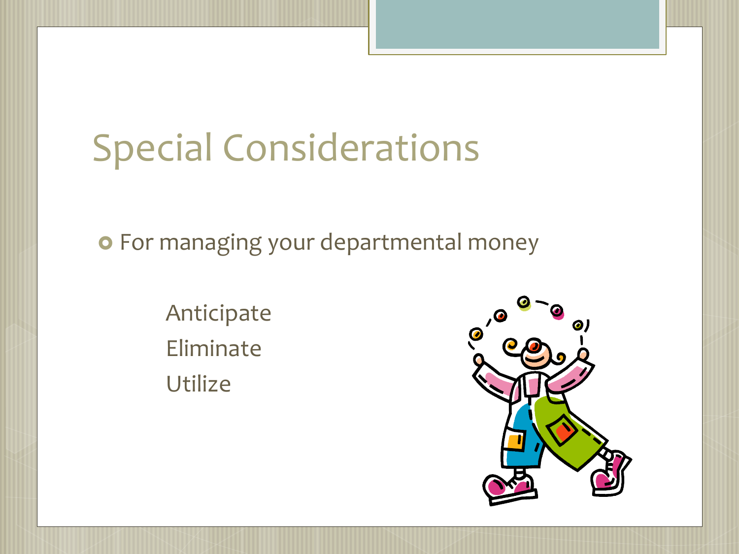# Special Considerations

- For managing your departmental money

  Anticipate
  Eliminate
  Utilize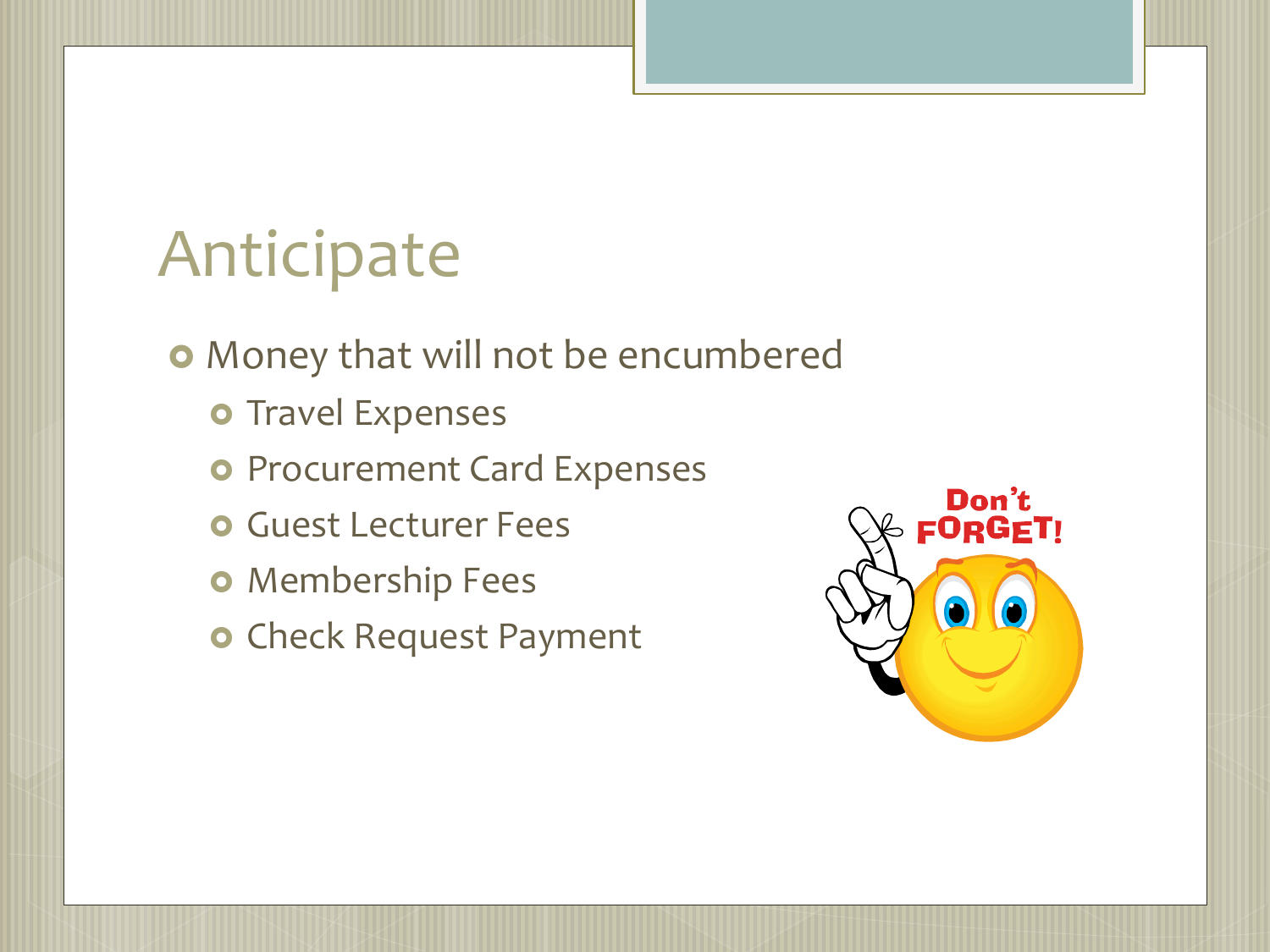# Anticipate

- Money that will not be encumbered
  - Travel Expenses
  - Procurement Card Expenses
  - Guest Lecturer Fees
  - Membership Fees
  - Check Request Payment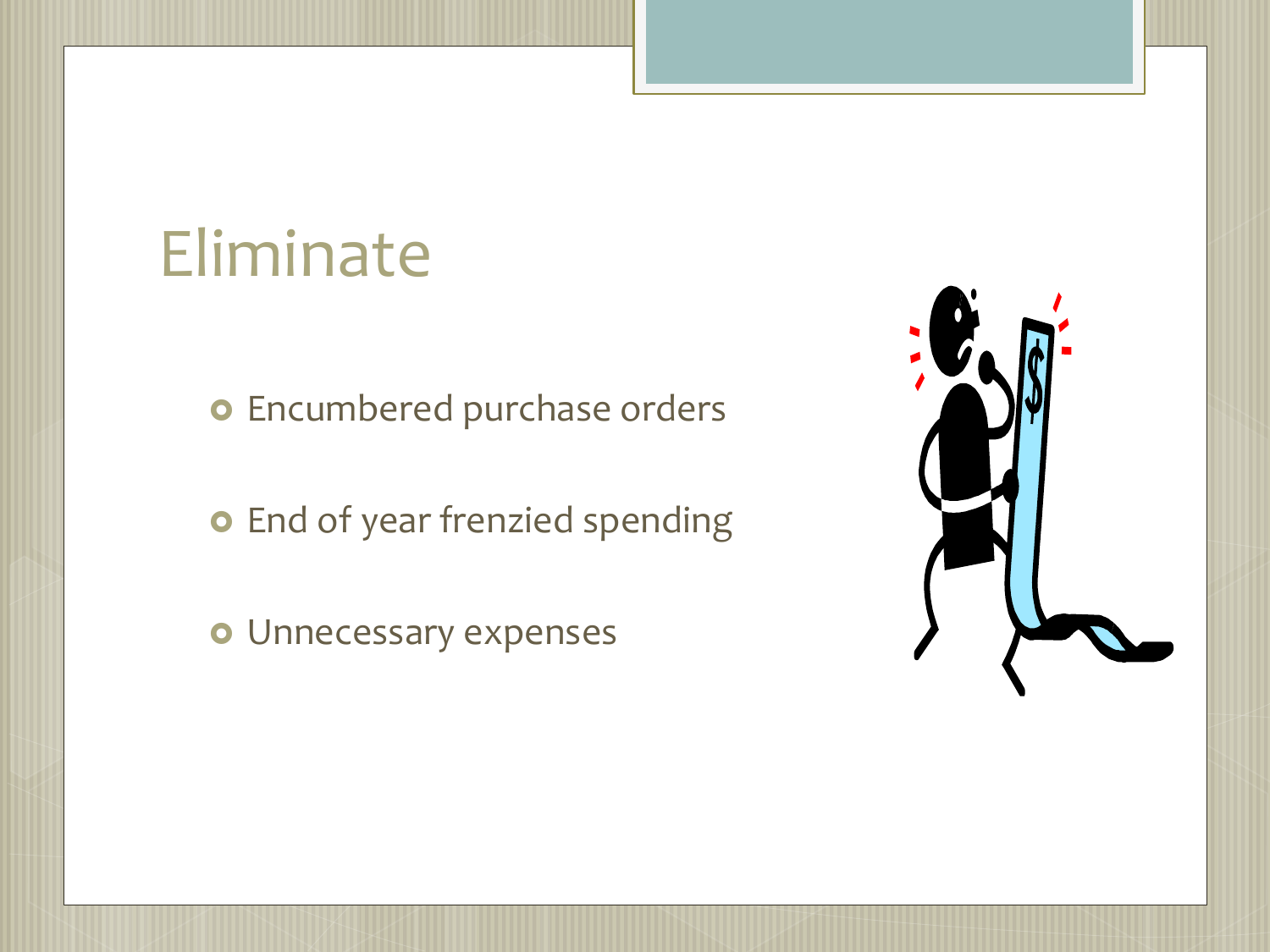# Eliminate

- Encumbered purchase orders
- End of year frenzied spending
- Unnecessary expenses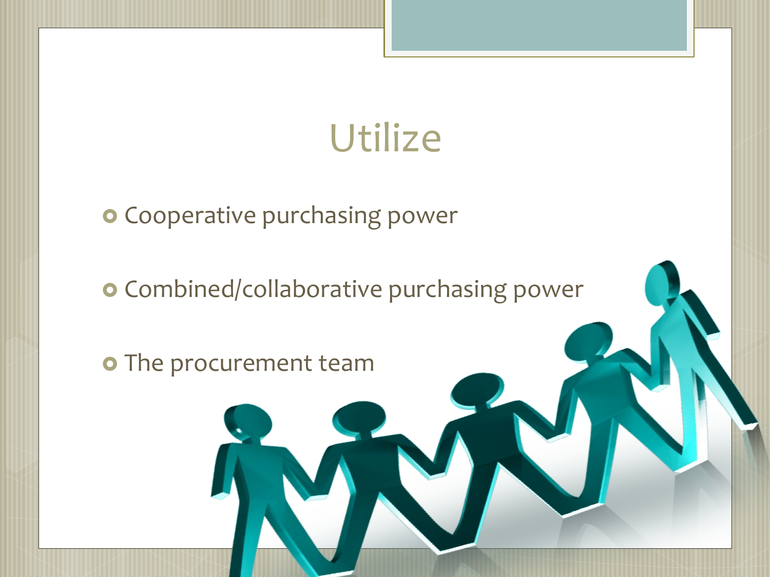# Utilize

- Cooperative purchasing power
- Combined/collaborative purchasing power
- The procurement team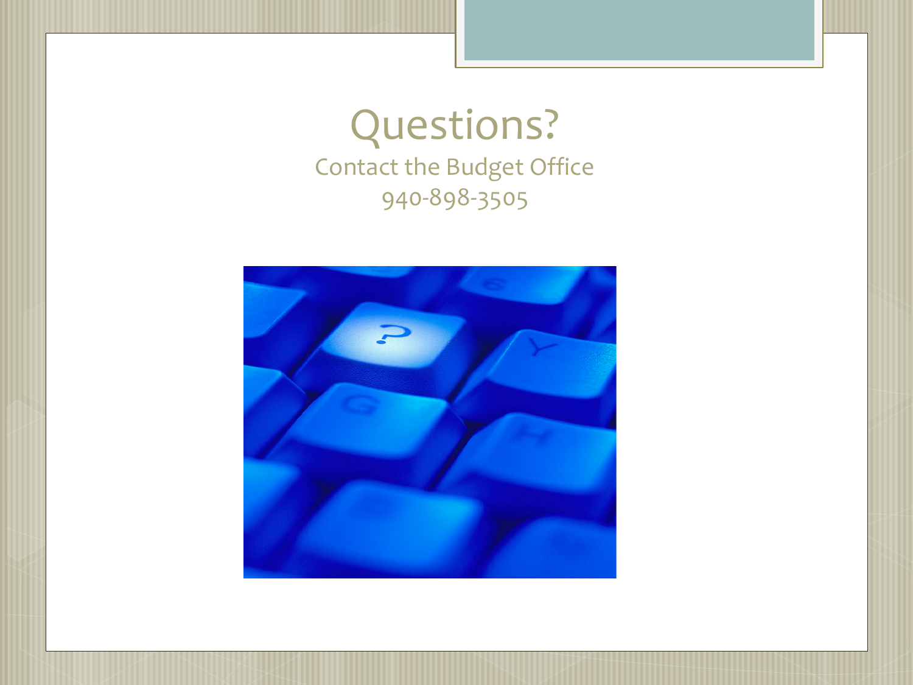# Questions?

Contact the Budget Office

940-898-3505